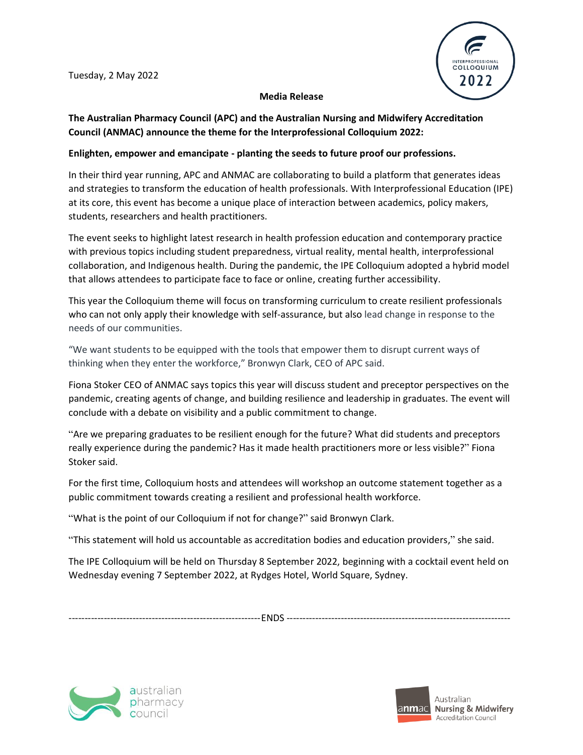Tuesday, 2 May 2022

**Media Release**

**The Australian Pharmacy Council (APC) and the Australian Nursing and Midwifery Accreditation Council (ANMAC) announce the theme for the Interprofessional Colloquium 2022:**

**Enlighten, empower and emancipate - planting the seeds to future proof our professions.**

In their third year running, APC and ANMAC are collaborating to build a platform that generates ideas and strategies to transform the education of health professionals. With Interprofessional Education (IPE) at its core, this event has become a unique place of interaction between academics, policy makers, students, researchers and health practitioners.

The event seeks to highlight latest research in health profession education and contemporary practice with previous topics including student preparedness, virtual reality, mental health, interprofessional collaboration, and Indigenous health. During the pandemic, the IPE Colloquium adopted a hybrid model that allows attendees to participate face to face or online, creating further accessibility.

This year the Colloquium theme will focus on transforming curriculum to create resilient professionals who can not only apply their knowledge with self-assurance, but also lead change in response to the needs of our communities.

"We want students to be equipped with the tools that empower them to disrupt current ways of thinking when they enter the workforce," Bronwyn Clark, CEO of APC said.

Fiona Stoker CEO of ANMAC says topics this year will discuss student and preceptor perspectives on the pandemic, creating agents of change, and building resilience and leadership in graduates. The event will conclude with a debate on visibility and a public commitment to change.

"Are we preparing graduates to be resilient enough for the future? What did students and preceptors really experience during the pandemic? Has it made health practitioners more or less visible?" Fiona Stoker said.

For the first time, Colloquium hosts and attendees will workshop an outcome statement together as a public commitment towards creating a resilient and professional health workforce.

"What is the point of our Colloquium if not for change?" said Bronwyn Clark.

"This statement will hold us accountable as accreditation bodies and education providers," she said.

The IPE Colloquium will be held on Thursday 8 September 2022, beginning with a cocktail event held on Wednesday evening 7 September 2022, at Rydges Hotel, World Square, Sydney.

------------------------------------------------------------ENDS ------------------------------------------------------------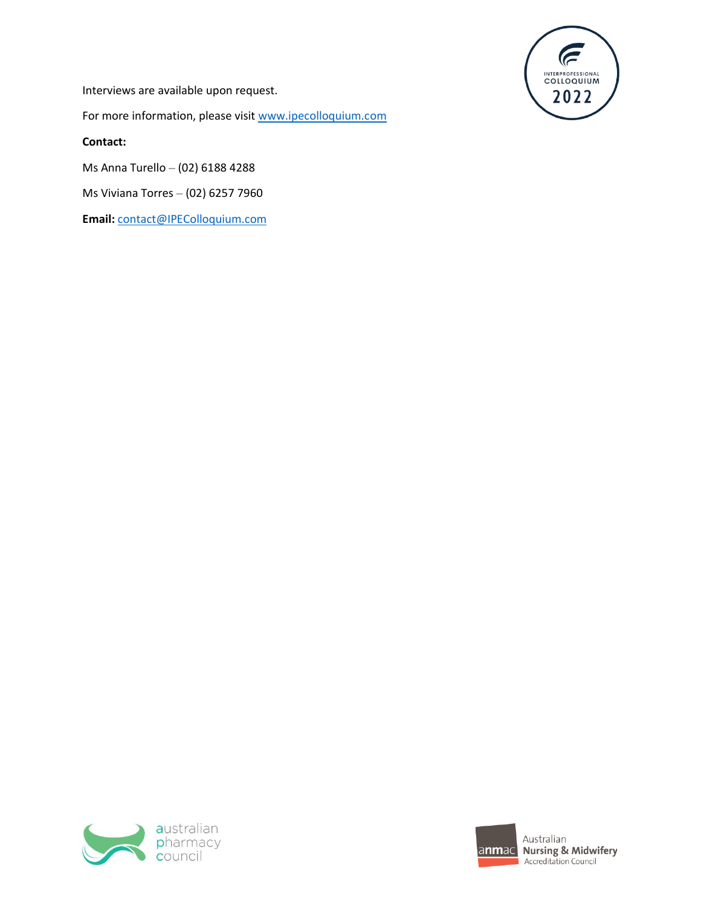Interviews are available upon request.

For more information, please visit [www.ipecolloquium.com](http://www.ipecolloquium.com)

**Contact:**

Ms Anna Turello – (02) 6188 4288

Ms Viviana Torres – (02) 6257 7960

**Email:** [contact@IPEColloquium.com](mailto:contact@IPEColloquium.com)